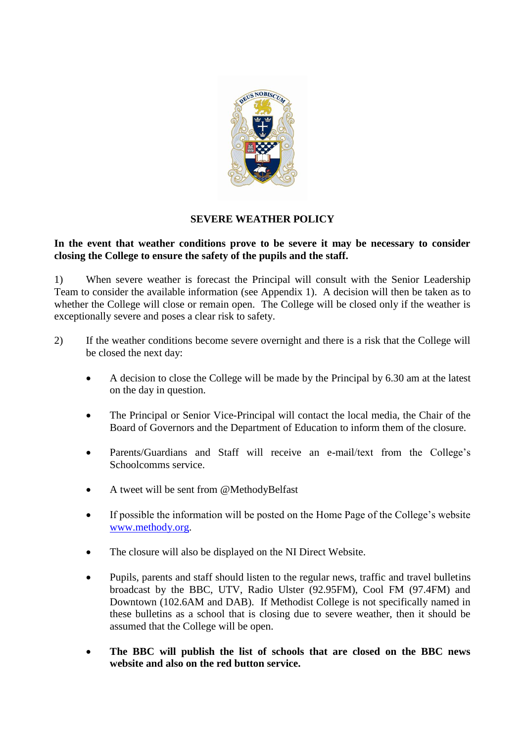# SEVERE WEATHER POLICY

**In the event that weather conditions prove to be severe it may be necessary to consider closing the College to ensure the safety of the pupils and the staff.**

1) When severe weather is forecast the Principal will consult with the Senior Leadership Team to consider the available information (see Appendix 1). A decision will then be taken as to whether the College will close or remain open. The College will be closed only if the weather is exceptionally severe and poses a clear risk to safety.

2) If the weather conditions become severe overnight and there is a risk that the College will be closed the next day:

- A decision to close the College will be made by the Principal by 6.30 am at the latest on the day in question.
- The Principal or Senior Vice-Principal will contact the local media, the Chair of the Board of Governors and the Department of Education to inform them of the closure.
- Parents/Guardians and Staff will receive an e-mail/text from the College's Schoolcomms service.
- A tweet will be sent from @MethodyBelfast
- If possible the information will be posted on the Home Page of the College's website www.methody.org.
- The closure will also be displayed on the NI Direct Website.
- Pupils, parents and staff should listen to the regular news, traffic and travel bulletins broadcast by the BBC, UTV, Radio Ulster (92.95FM), Cool FM (97.4FM) and Downtown (102.6AM and DAB). If Methodist College is not specifically named in these bulletins as a school that is closing due to severe weather, then it should be assumed that the College will be open.
- **The BBC will publish the list of schools that are closed on the BBC news website and also on the red button service.**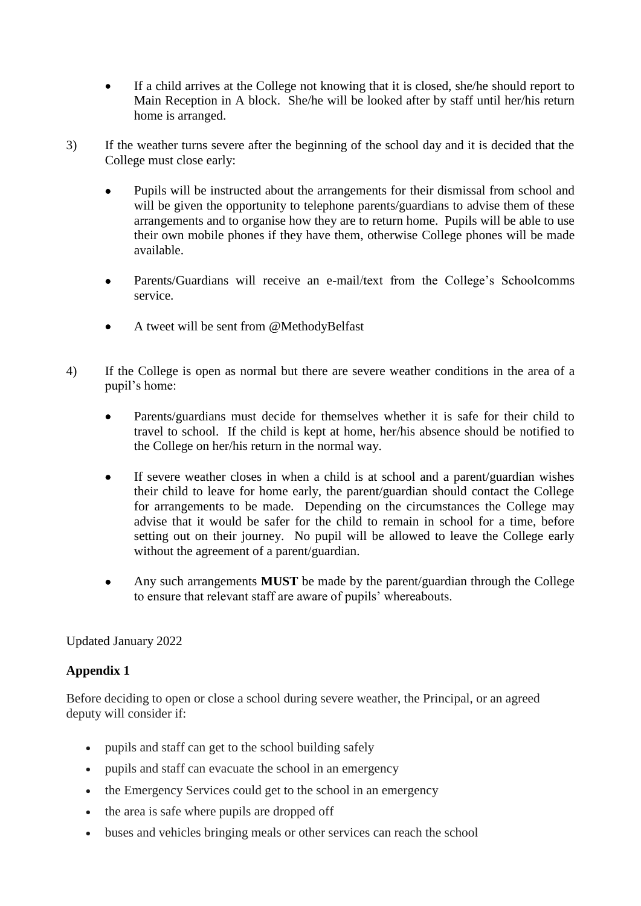- If a child arrives at the College not knowing that it is closed, she/he should report to Main Reception in A block. She/he will be looked after by staff until her/his return home is arranged.

3) If the weather turns severe after the beginning of the school day and it is decided that the College must close early:

   - Pupils will be instructed about the arrangements for their dismissal from school and will be given the opportunity to telephone parents/guardians to advise them of these arrangements and to organise how they are to return home. Pupils will be able to use their own mobile phones if they have them, otherwise College phones will be made available.

   - Parents/Guardians will receive an e-mail/text from the College's Schoolcomms service.

   - A tweet will be sent from @MethodyBelfast

4) If the College is open as normal but there are severe weather conditions in the area of a pupil's home:

   - Parents/guardians must decide for themselves whether it is safe for their child to travel to school. If the child is kept at home, her/his absence should be notified to the College on her/his return in the normal way.

   - If severe weather closes in when a child is at school and a parent/guardian wishes their child to leave for home early, the parent/guardian should contact the College for arrangements to be made. Depending on the circumstances the College may advise that it would be safer for the child to remain in school for a time, before setting out on their journey. No pupil will be allowed to leave the College early without the agreement of a parent/guardian.

   - Any such arrangements **MUST** be made by the parent/guardian through the College to ensure that relevant staff are aware of pupils' whereabouts.

Updated January 2022

**Appendix 1**

Before deciding to open or close a school during severe weather, the Principal, or an agreed deputy will consider if:

- pupils and staff can get to the school building safely
- pupils and staff can evacuate the school in an emergency
- the Emergency Services could get to the school in an emergency
- the area is safe where pupils are dropped off
- buses and vehicles bringing meals or other services can reach the school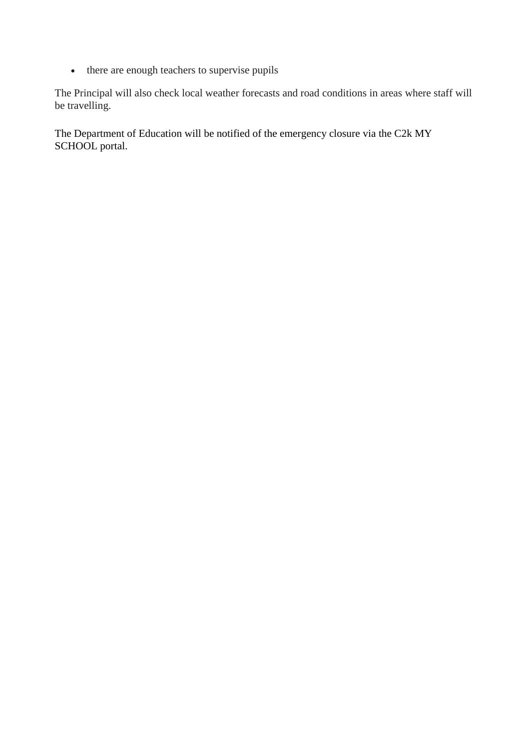- there are enough teachers to supervise pupils

The Principal will also check local weather forecasts and road conditions in areas where staff will be travelling.

The Department of Education will be notified of the emergency closure via the C2k MY SCHOOL portal.